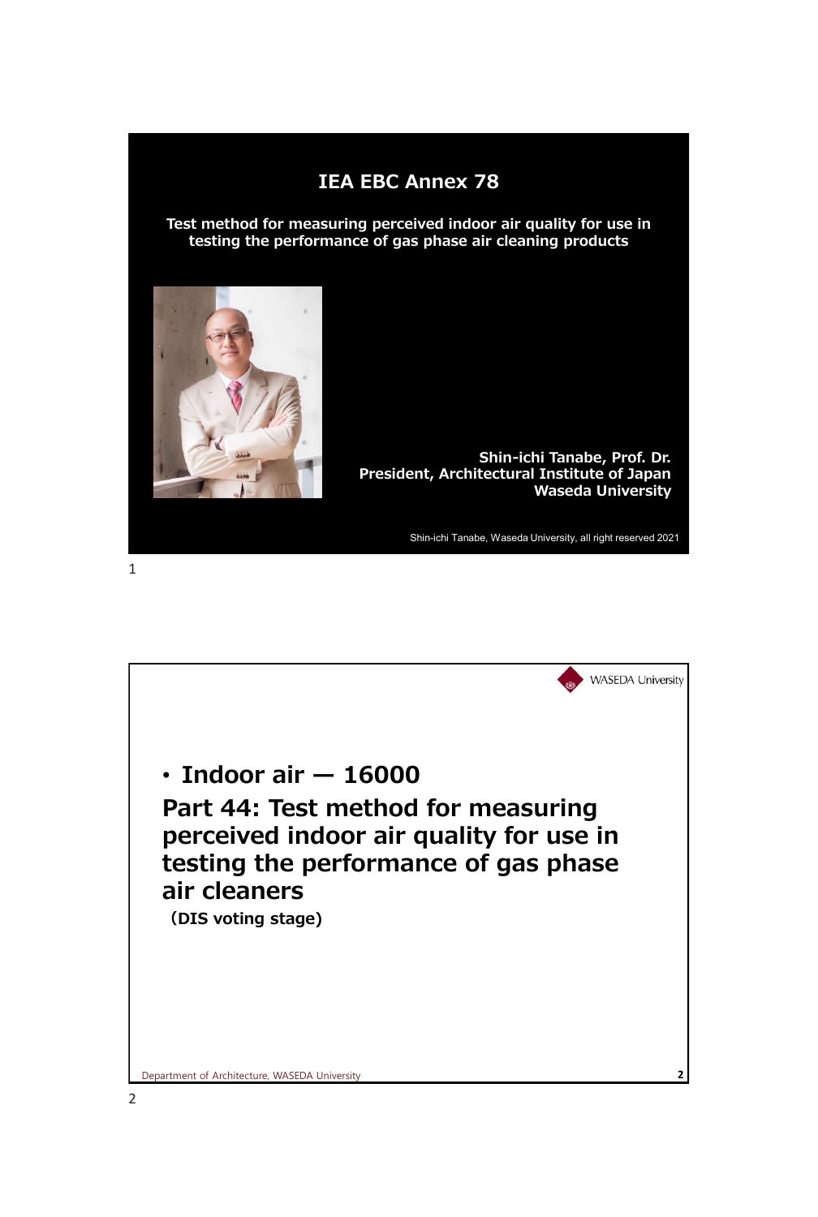# IEA EBC Annex 78

**Test method for measuring perceived indoor air quality for use in testing the performance of gas phase air cleaning products**

**Shin-ichi Tanabe, Prof. Dr.**
**President, Architectural Institute of Japan**
**Waseda University**

Shin-ichi Tanabe, Waseda University, all right reserved 2021

---

WASEDA University

- **Indoor air — 16000**

## Part 44: Test method for measuring perceived indoor air quality for use in testing the performance of gas phase air cleaners

**(DIS voting stage)**

Department of Architecture, WASEDA University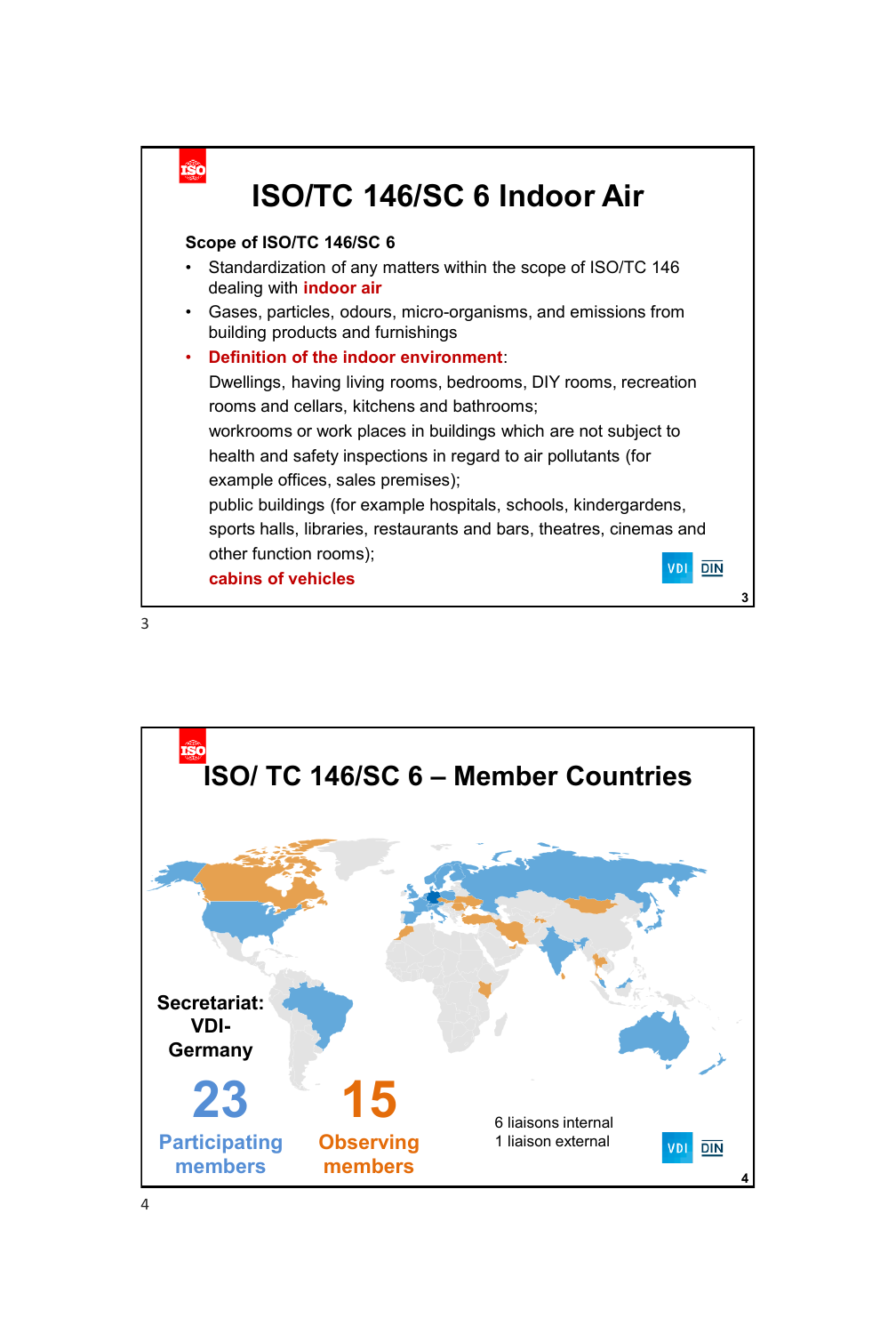# ISO/TC 146/SC 6 Indoor Air

**Scope of ISO/TC 146/SC 6**

- Standardization of any matters within the scope of ISO/TC 146 dealing with **indoor air**
- Gases, particles, odours, micro-organisms, and emissions from building products and furnishings
- **Definition of the indoor environment**:

  Dwellings, having living rooms, bedrooms, DIY rooms, recreation rooms and cellars, kitchens and bathrooms;

  workrooms or work places in buildings which are not subject to health and safety inspections in regard to air pollutants (for example offices, sales premises);

  public buildings (for example hospitals, schools, kindergardens, sports halls, libraries, restaurants and bars, theatres, cinemas and other function rooms);

  **cabins of vehicles**

# ISO/ TC 146/SC 6 – Member Countries

**Secretariat: VDI-Germany**

**23** Participating members

**15** Observing members

6 liaisons internal
1 liaison external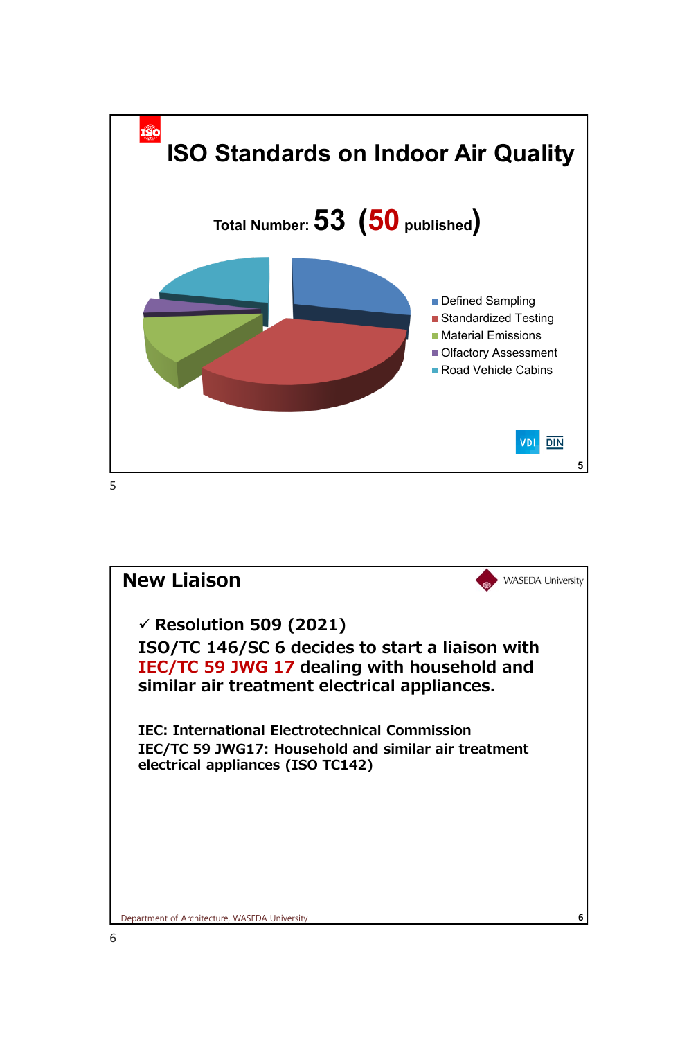## ISO Standards on Indoor Air Quality

Total Number: **53** (**50** published)

- Defined Sampling
- Standardized Testing
- Material Emissions
- Olfactory Assessment
- Road Vehicle Cabins

VDI DIN

## New Liaison

WASEDA University

✓ **Resolution 509 (2021)**

**ISO/TC 146/SC 6 decides to start a liaison with IEC/TC 59 JWG 17 dealing with household and similar air treatment electrical appliances.**

**IEC: International Electrotechnical Commission**

**IEC/TC 59 JWG17: Household and similar air treatment electrical appliances (ISO TC142)**

Department of Architecture, WASEDA University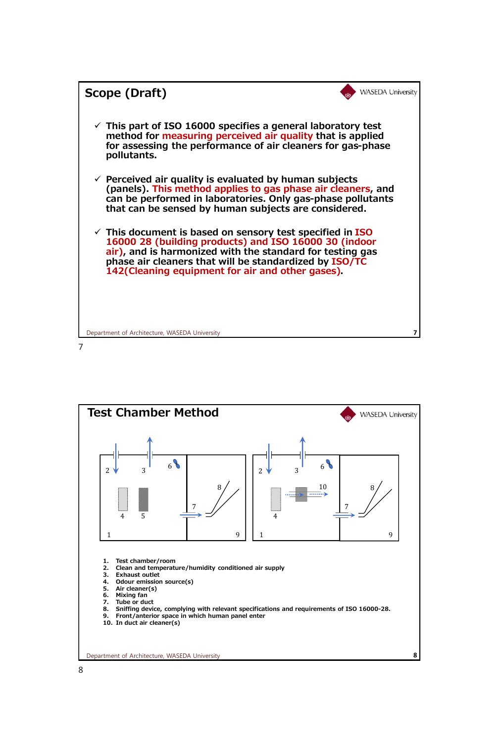## Scope (Draft)

- ✓ This part of ISO 16000 specifies a general laboratory test method for measuring perceived air quality that is applied for assessing the performance of air cleaners for gas-phase pollutants.
- ✓ Perceived air quality is evaluated by human subjects (panels). This method applies to gas phase air cleaners, and can be performed in laboratories. Only gas-phase pollutants that can be sensed by human subjects are considered.
- ✓ This document is based on sensory test specified in ISO 16000 28 (building products) and ISO 16000 30 (indoor air), and is harmonized with the standard for testing gas phase air cleaners that will be standardized by ISO/TC 142(Cleaning equipment for air and other gases).

Department of Architecture, WASEDA University

## Test Chamber Method

1. Test chamber/room
2. Clean and temperature/humidity conditioned air supply
3. Exhaust outlet
4. Odour emission source(s)
5. Air cleaner(s)
6. Mixing fan
7. Tube or duct
8. Sniffing device, complying with relevant specifications and requirements of ISO 16000-28.
9. Front/anterior space in which human panel enter
10. In duct air cleaner(s)

Department of Architecture, WASEDA University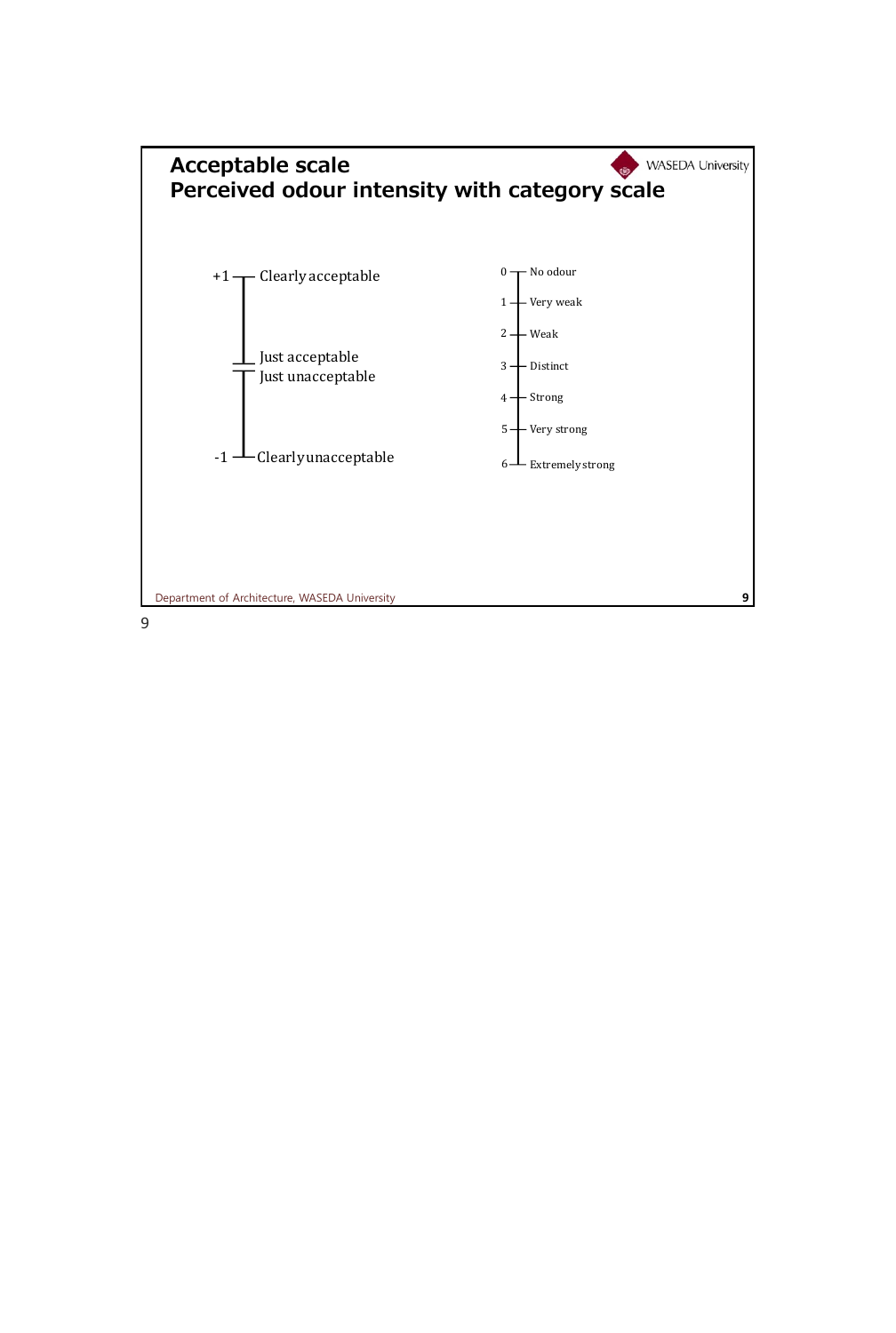# Acceptable scale
# Perceived odour intensity with category scale

+1 Clearly acceptable

Just acceptable

Just unacceptable

-1 Clearly unacceptable

0 No odour

1 Very weak

2 Weak

3 Distinct

4 Strong

5 Very strong

6 Extremely strong

Department of Architecture, WASEDA University